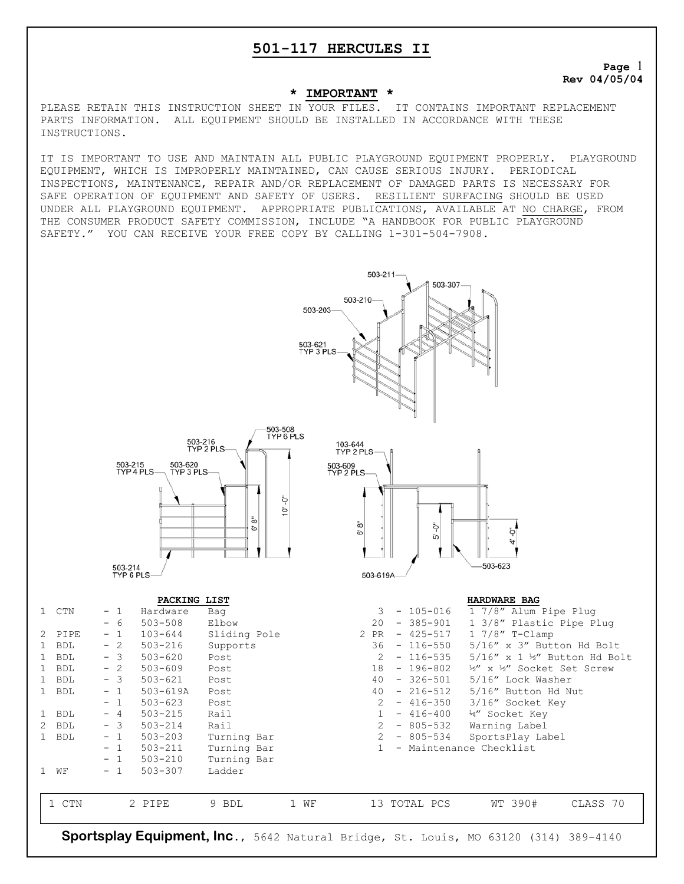# 501-117 HERCULES II

Rev 04/05/04

## * IMPORTANT *

PLEASE RETAIN THIS INSTRUCTION SHEET IN YOUR FILES. IT CONTAINS IMPORTANT REPLACEMENT PARTS INFORMATION. ALL EQUIPMENT SHOULD BE INSTALLED IN ACCORDANCE WITH THESE INSTRUCTIONS.

IT IS IMPORTANT TO USE AND MAINTAIN ALL PUBLIC PLAYGROUND EQUIPMENT PROPERLY. PLAYGROUND EQUIPMENT, WHICH IS IMPROPERLY MAINTAINED, CAN CAUSE SERIOUS INJURY. PERIODICAL INSPECTIONS, MAINTENANCE, REPAIR AND/OR REPLACEMENT OF DAMAGED PARTS IS NECESSARY FOR SAFE OPERATION OF EQUIPMENT AND SAFETY OF USERS. RESILIENT SURFACING SHOULD BE USED UNDER ALL PLAYGROUND EQUIPMENT. APPROPRIATE PUBLICATIONS, AVAILABLE AT NO CHARGE, FROM THE CONSUMER PRODUCT SAFETY COMMISSION, INCLUDE "A HANDBOOK FOR PUBLIC PLAYGROUND SAFETY." YOU CAN RECEIVE YOUR FREE COPY BY CALLING 1-301-504-7908.

503-211 503-307 503-210 503-203 503-621 TYP 3 PLS

503-508 TYP 6 PLS 503-216 TYP 2 PLS 503-215 TYP 4 PLS 503-620 TYP 3 PLS 10'-0" 6' 8" 503-214 TYP 6 PLS

103-644 TYP 2 PLS 503-609 TYP 2 PLS 6' 8" 5'-0" 4'-0" 503-619A 503-623

### PACKING LIST

| | | Qty | Part No. | Description |
|---|---|---|---|---|
| 1 | CTN | 1 | Hardware | Bag |
| | | 6 | 503-508 | Elbow |
| 2 | PIPE | 1 | 103-644 | Sliding Pole |
| 1 | BDL | 2 | 503-216 | Supports |
| 1 | BDL | 3 | 503-620 | Post |
| 1 | BDL | 2 | 503-609 | Post |
| 1 | BDL | 3 | 503-621 | Post |
| 1 | BDL | 1 | 503-619A | Post |
| | | 1 | 503-623 | Post |
| 1 | BDL | 4 | 503-215 | Rail |
| 2 | BDL | 3 | 503-214 | Rail |
| 1 | BDL | 1 | 503-203 | Turning Bar |
| | | 1 | 503-211 | Turning Bar |
| | | 1 | 503-210 | Turning Bar |
| 1 | WF | 1 | 503-307 | Ladder |

### HARDWARE BAG

| Qty | Part No. | Description |
|---|---|---|
| 3 | 105-016 | 1 7/8" Alum Pipe Plug |
| 20 | 385-901 | 1 3/8" Plastic Pipe Plug |
| 2 PR | 425-517 | 1 7/8" T-Clamp |
| 36 | 116-550 | 5/16" x 3" Button Hd Bolt |
| 2 | 116-535 | 5/16" x 1 ½" Button Hd Bolt |
| 18 | 196-802 | ½" x ½" Socket Set Screw |
| 40 | 326-501 | 5/16" Lock Washer |
| 40 | 216-512 | 5/16" Button Hd Nut |
| 2 | 416-350 | 3/16" Socket Key |
| 1 | 416-400 | ¼" Socket Key |
| 2 | 805-532 | Warning Label |
| 2 | 805-534 | SportsPlay Label |
| 1 | | Maintenance Checklist |

| 1 CTN | 2 PIPE | 9 BDL | 1 WF | 13 TOTAL PCS | WT 390# | CLASS 70 |
|---|---|---|---|---|---|---|

**Sportsplay Equipment, Inc**., 5642 Natural Bridge, St. Louis, MO 63120 (314) 389-4140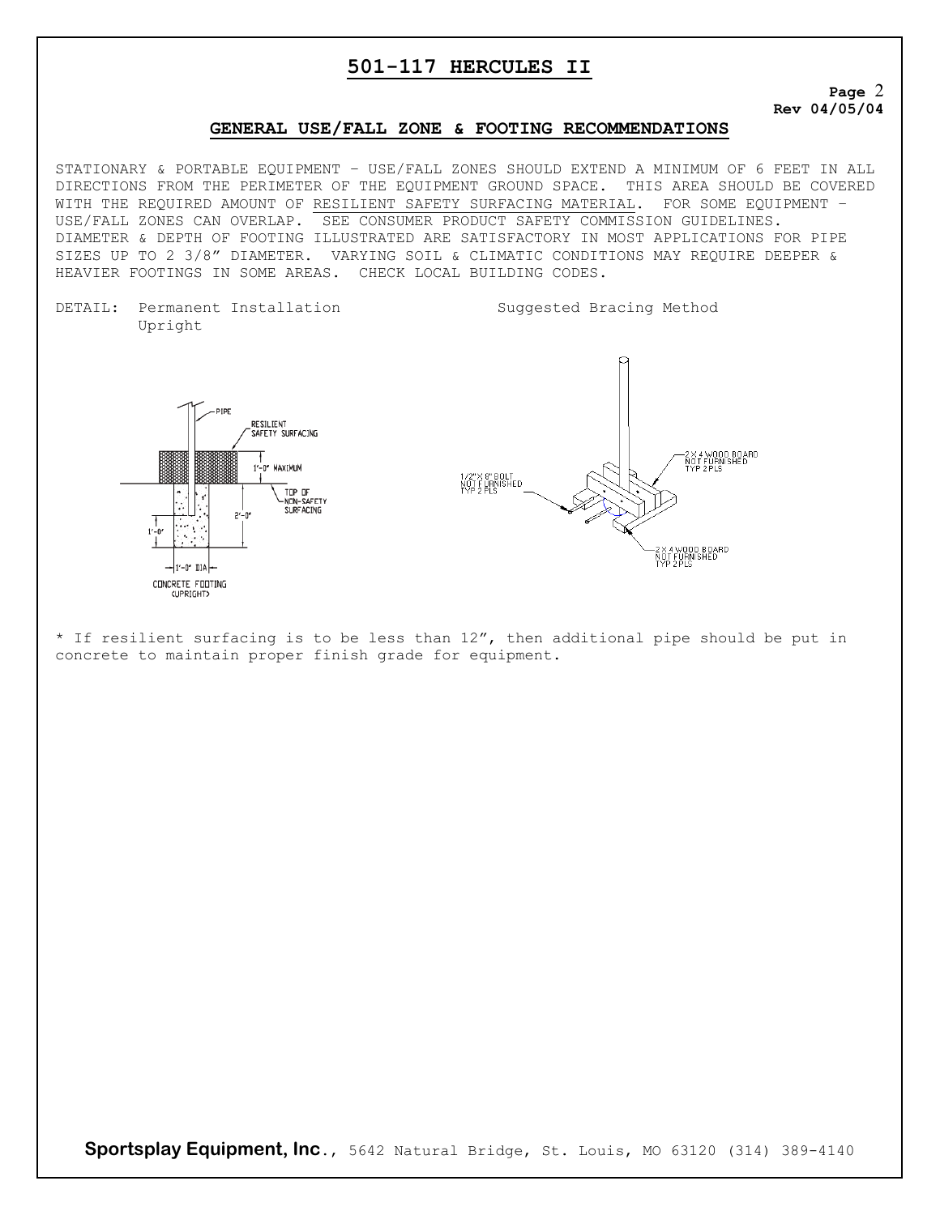# 501-117 HERCULES II

**Page** 2
**Rev 04/05/04**

## GENERAL USE/FALL ZONE & FOOTING RECOMMENDATIONS

STATIONARY & PORTABLE EQUIPMENT – USE/FALL ZONES SHOULD EXTEND A MINIMUM OF 6 FEET IN ALL DIRECTIONS FROM THE PERIMETER OF THE EQUIPMENT GROUND SPACE. THIS AREA SHOULD BE COVERED WITH THE REQUIRED AMOUNT OF RESILIENT SAFETY SURFACING MATERIAL. FOR SOME EQUIPMENT – USE/FALL ZONES CAN OVERLAP. SEE CONSUMER PRODUCT SAFETY COMMISSION GUIDELINES. DIAMETER & DEPTH OF FOOTING ILLUSTRATED ARE SATISFACTORY IN MOST APPLICATIONS FOR PIPE SIZES UP TO 2 3/8" DIAMETER. VARYING SOIL & CLIMATIC CONDITIONS MAY REQUIRE DEEPER & HEAVIER FOOTINGS IN SOME AREAS. CHECK LOCAL BUILDING CODES.

DETAIL: Permanent Installation Upright

Suggested Bracing Method

PIPE
RESILIENT SAFETY SURFACING
1'-0" MAXIMUM
TOP OF NON-SAFETY SURFACING
2'-0"
1'-0"
1'-0" DIA
CONCRETE FOOTING (UPRIGHT)

1/2" X 6" BOLT NOT FURNISHED TYP 2 PLS
2 X 4 WOOD BOARD NOT FURNISHED TYP 2 PLS
2 X 4 WOOD BOARD NOT FURNISHED TYP 2 PLS

* If resilient surfacing is to be less than 12", then additional pipe should be put in concrete to maintain proper finish grade for equipment.

**Sportsplay Equipment, Inc**., 5642 Natural Bridge, St. Louis, MO 63120 (314) 389-4140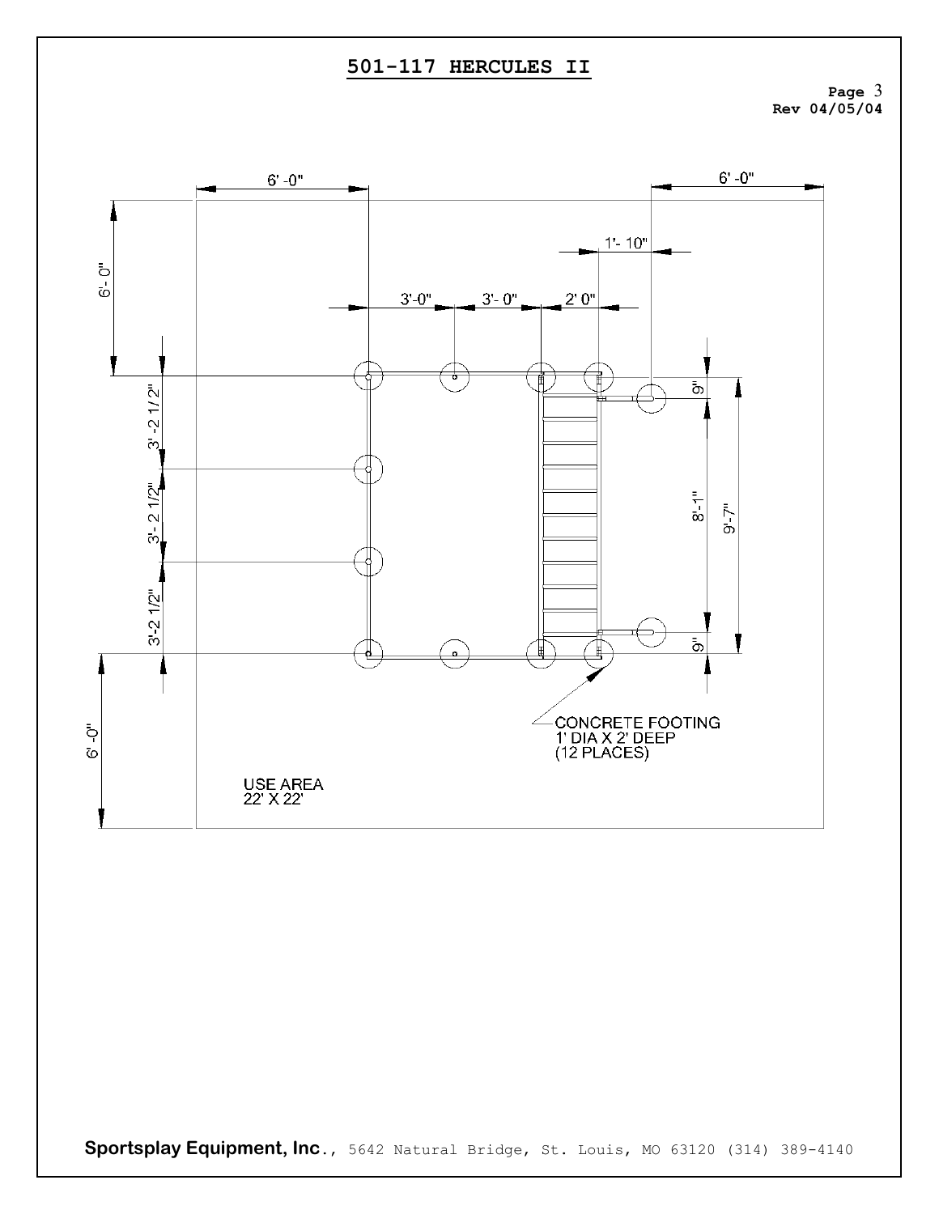# 501-117 HERCULES II

6' -0"

6' -0"

6'- 0"

1'- 10"

3'-0"

3'- 0"

2' 0"

3' -2 1/2"

3'- 2 1/2"

3'-2 1/2"

9"

8'-1"

9'-7"

9"

6'-0"

CONCRETE FOOTING
1' DIA X 2' DEEP
(12 PLACES)

USE AREA
22' X 22'

**Sportsplay Equipment, Inc**., 5642 Natural Bridge, St. Louis, MO 63120 (314) 389-4140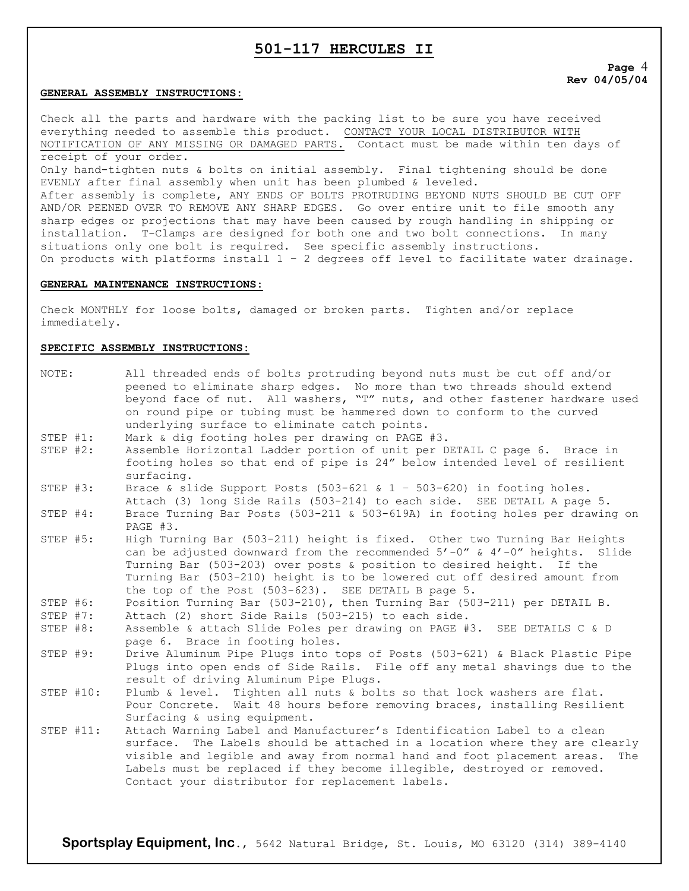# 501-117 HERCULES II

**Page 4**
**Rev 04/05/04**

**GENERAL ASSEMBLY INSTRUCTIONS:**

Check all the parts and hardware with the packing list to be sure you have received everything needed to assemble this product. CONTACT YOUR LOCAL DISTRIBUTOR WITH NOTIFICATION OF ANY MISSING OR DAMAGED PARTS. Contact must be made within ten days of receipt of your order.

Only hand-tighten nuts & bolts on initial assembly. Final tightening should be done EVENLY after final assembly when unit has been plumbed & leveled.

After assembly is complete, ANY ENDS OF BOLTS PROTRUDING BEYOND NUTS SHOULD BE CUT OFF AND/OR PEENED OVER TO REMOVE ANY SHARP EDGES. Go over entire unit to file smooth any sharp edges or projections that may have been caused by rough handling in shipping or installation. T-Clamps are designed for both one and two bolt connections. In many situations only one bolt is required. See specific assembly instructions.

On products with platforms install 1 – 2 degrees off level to facilitate water drainage.

**GENERAL MAINTENANCE INSTRUCTIONS:**

Check MONTHLY for loose bolts, damaged or broken parts. Tighten and/or replace immediately.

**SPECIFIC ASSEMBLY INSTRUCTIONS:**

NOTE: All threaded ends of bolts protruding beyond nuts must be cut off and/or peened to eliminate sharp edges. No more than two threads should extend beyond face of nut. All washers, "T" nuts, and other fastener hardware used on round pipe or tubing must be hammered down to conform to the curved underlying surface to eliminate catch points.

STEP #1: Mark & dig footing holes per drawing on PAGE #3.

STEP #2: Assemble Horizontal Ladder portion of unit per DETAIL C page 6. Brace in footing holes so that end of pipe is 24" below intended level of resilient surfacing.

STEP #3: Brace & slide Support Posts (503-621 & 1 – 503-620) in footing holes. Attach (3) long Side Rails (503-214) to each side. SEE DETAIL A page 5.

STEP #4: Brace Turning Bar Posts (503-211 & 503-619A) in footing holes per drawing on PAGE #3.

STEP #5: High Turning Bar (503-211) height is fixed. Other two Turning Bar Heights can be adjusted downward from the recommended 5'-0" & 4'-0" heights. Slide Turning Bar (503-203) over posts & position to desired height. If the Turning Bar (503-210) height is to be lowered cut off desired amount from the top of the Post (503-623). SEE DETAIL B page 5.

STEP #6: Position Turning Bar (503-210), then Turning Bar (503-211) per DETAIL B.

STEP #7: Attach (2) short Side Rails (503-215) to each side.

STEP #8: Assemble & attach Slide Poles per drawing on PAGE #3. SEE DETAILS C & D page 6. Brace in footing holes.

STEP #9: Drive Aluminum Pipe Plugs into tops of Posts (503-621) & Black Plastic Pipe Plugs into open ends of Side Rails. File off any metal shavings due to the result of driving Aluminum Pipe Plugs.

STEP #10: Plumb & level. Tighten all nuts & bolts so that lock washers are flat. Pour Concrete. Wait 48 hours before removing braces, installing Resilient Surfacing & using equipment.

STEP #11: Attach Warning Label and Manufacturer's Identification Label to a clean surface. The Labels should be attached in a location where they are clearly visible and legible and away from normal hand and foot placement areas. The Labels must be replaced if they become illegible, destroyed or removed. Contact your distributor for replacement labels.

**Sportsplay Equipment, Inc**., 5642 Natural Bridge, St. Louis, MO 63120 (314) 389-4140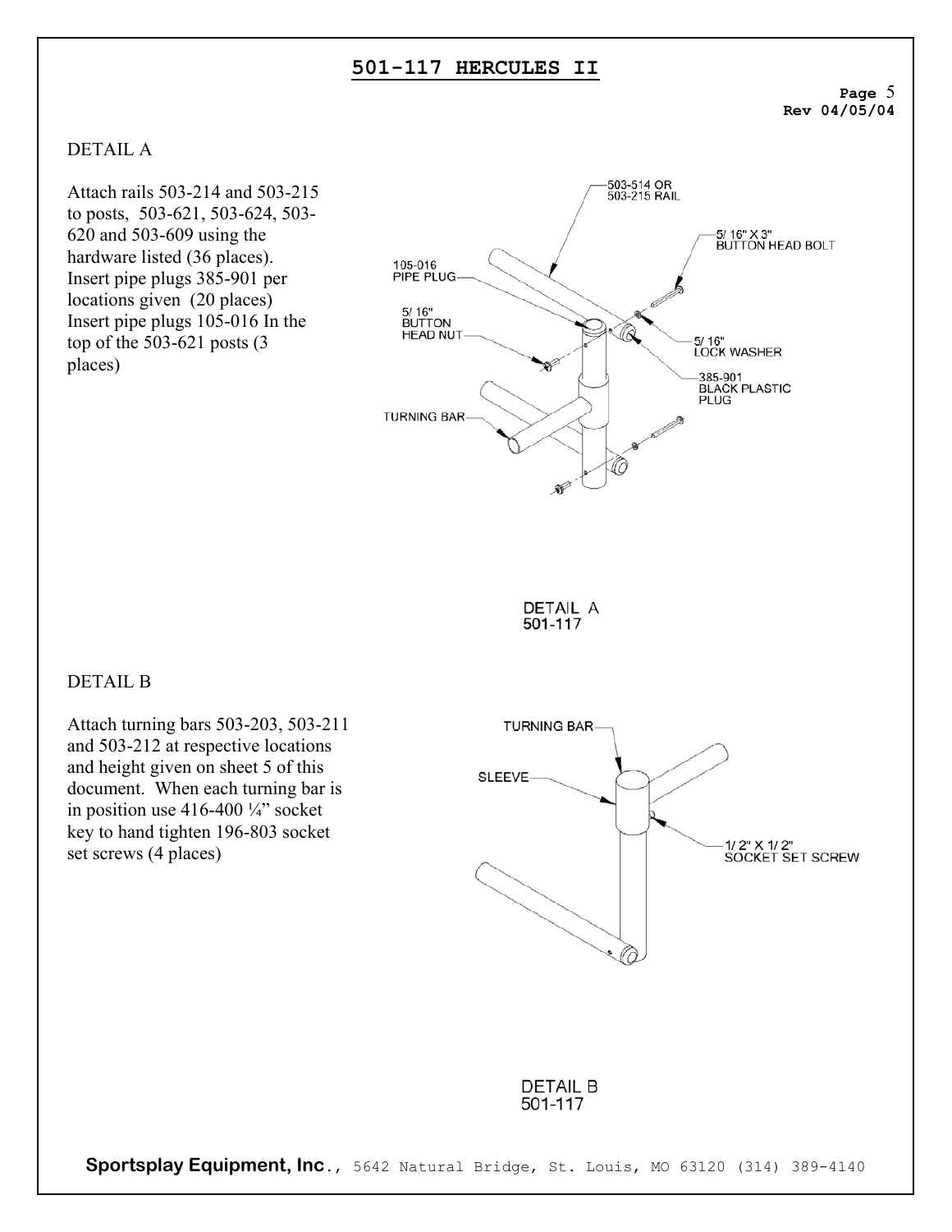# 501-117 HERCULES II

## DETAIL A

Attach rails 503-214 and 503-215 to posts, 503-621, 503-624, 503-620 and 503-609 using the hardware listed (36 places). Insert pipe plugs 385-901 per locations given (20 places) Insert pipe plugs 105-016 In the top of the 503-621 posts (3 places)

503-514 OR 503-215 RAIL

5/ 16" X 3" BUTTON HEAD BOLT

105-016 PIPE PLUG

5/ 16" BUTTON HEAD NUT

5/ 16" LOCK WASHER

385-901 BLACK PLASTIC PLUG

TURNING BAR

DETAIL A
501-117

## DETAIL B

Attach turning bars 503-203, 503-211 and 503-212 at respective locations and height given on sheet 5 of this document. When each turning bar is in position use 416-400 ¼" socket key to hand tighten 196-803 socket set screws (4 places)

TURNING BAR

SLEEVE

1/ 2" X 1/ 2" SOCKET SET SCREW

DETAIL B
501-117

**Sportsplay Equipment, Inc**., 5642 Natural Bridge, St. Louis, MO 63120 (314) 389-4140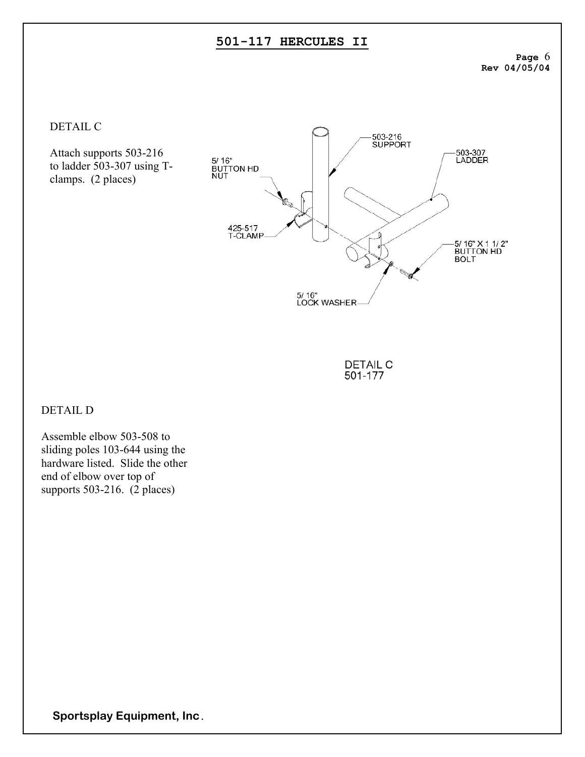# 501-117 HERCULES II

DETAIL C

Attach supports 503-216 to ladder 503-307 using T-clamps. (2 places)

503-216
SUPPORT

503-307
LADDER

5/16"
BUTTON HD
NUT

425-517
T-CLAMP

5/16" X 1 1/2"
BUTTON HD
BOLT

5/16"
LOCK WASHER

DETAIL C
501-177

DETAIL D

Assemble elbow 503-508 to sliding poles 103-644 using the hardware listed. Slide the other end of elbow over top of supports 503-216. (2 places)

**Sportsplay Equipment, Inc.**